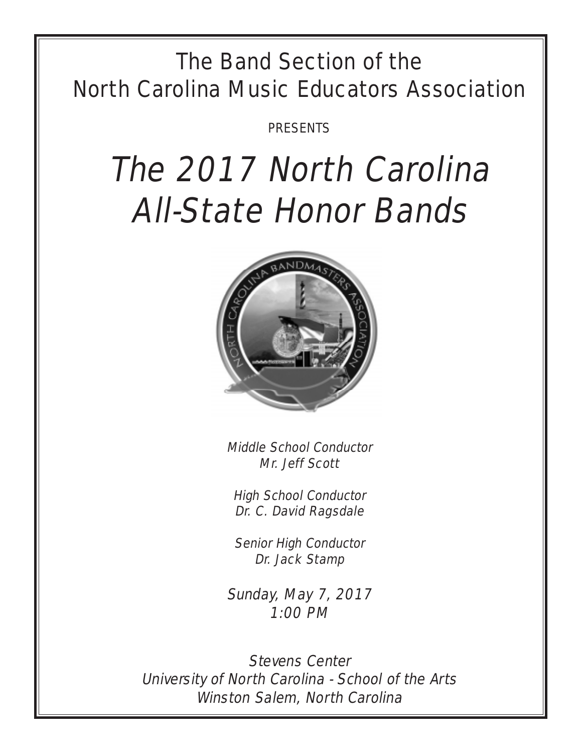The Band Section of the
North Carolina Music Educators Association

PRESENTS

# *The 2017 North Carolina All-State Honor Bands*

*Middle School Conductor*
*Mr. Jeff Scott*

*High School Conductor*
*Dr. C. David Ragsdale*

*Senior High Conductor*
*Dr. Jack Stamp*

*Sunday, May 7, 2017*
*1:00 PM*

*Stevens Center*
*University of North Carolina - School of the Arts*
*Winston Salem, North Carolina*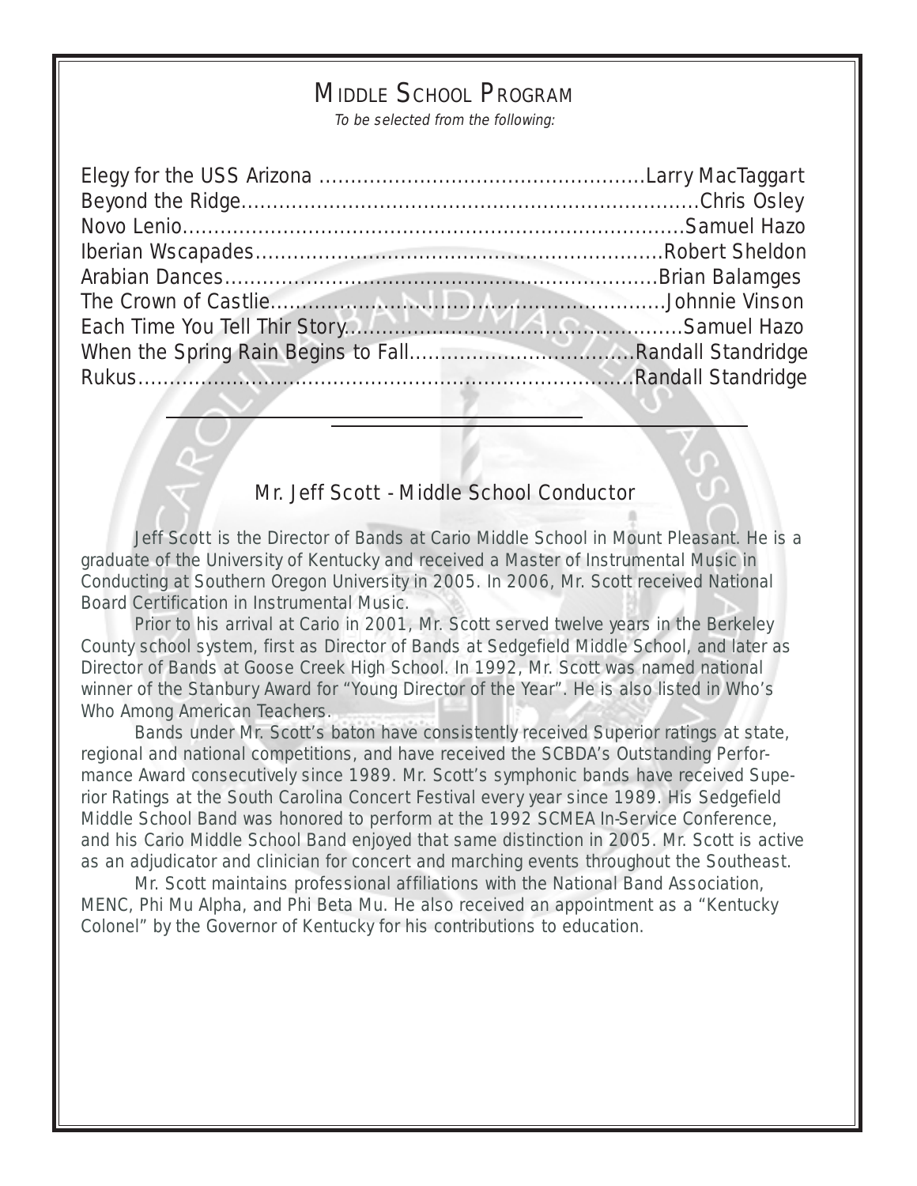## Middle School Program

*To be selected from the following:*

Elegy for the USS Arizona ....................................................Larry MacTaggart
Beyond the Ridge.......................................................................Chris Osley
Novo Lenio...............................................................................Samuel Hazo
Iberian Wscapades.................................................................Robert Sheldon
Arabian Dances.....................................................................Brian Balamges
The Crown of Castlie...............................................................Johnnie Vinson
Each Time You Tell Thir Story......................................................Samuel Hazo
When the Spring Rain Begins to Fall....................................Randall Standridge
Rukus..................................................................................Randall Standridge

---

### Mr. Jeff Scott - Middle School Conductor

Jeff Scott is the Director of Bands at Cario Middle School in Mount Pleasant. He is a graduate of the University of Kentucky and received a Master of Instrumental Music in Conducting at Southern Oregon University in 2005. In 2006, Mr. Scott received National Board Certification in Instrumental Music.

Prior to his arrival at Cario in 2001, Mr. Scott served twelve years in the Berkeley County school system, first as Director of Bands at Sedgefield Middle School, and later as Director of Bands at Goose Creek High School. In 1992, Mr. Scott was named national winner of the Stanbury Award for "Young Director of the Year". He is also listed in Who's Who Among American Teachers.

Bands under Mr. Scott's baton have consistently received Superior ratings at state, regional and national competitions, and have received the SCBDA's Outstanding Performance Award consecutively since 1989. Mr. Scott's symphonic bands have received Superior Ratings at the South Carolina Concert Festival every year since 1989. His Sedgefield Middle School Band was honored to perform at the 1992 SCMEA In-Service Conference, and his Cario Middle School Band enjoyed that same distinction in 2005. Mr. Scott is active as an adjudicator and clinician for concert and marching events throughout the Southeast.

Mr. Scott maintains professional affiliations with the National Band Association, MENC, Phi Mu Alpha, and Phi Beta Mu. He also received an appointment as a "Kentucky Colonel" by the Governor of Kentucky for his contributions to education.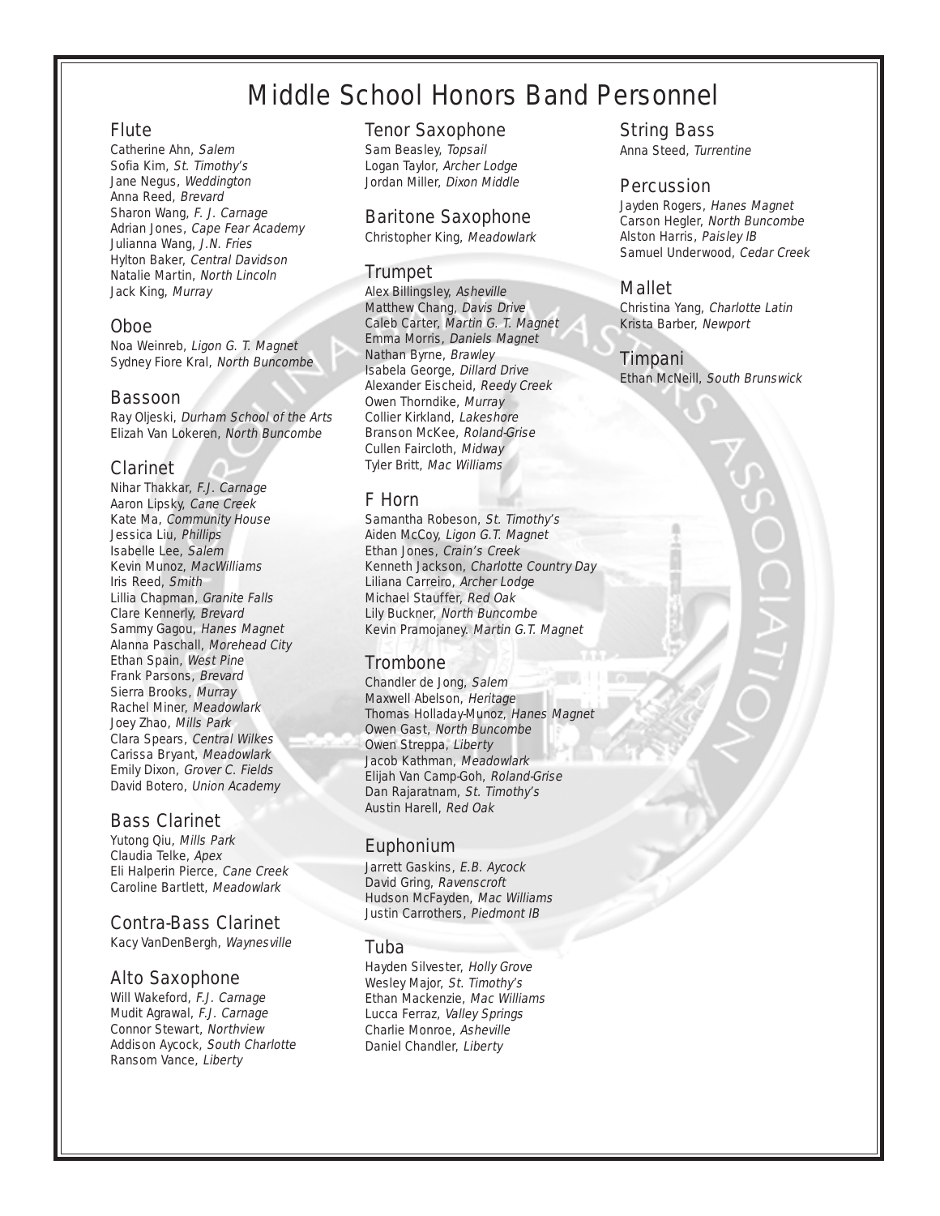# Middle School Honors Band Personnel

## Flute

Catherine Ahn, *Salem*
Sofia Kim, *St. Timothy's*
Jane Negus, *Weddington*
Anna Reed, *Brevard*
Sharon Wang, *F. J. Carnage*
Adrian Jones, *Cape Fear Academy*
Julianna Wang, *J.N. Fries*
Hylton Baker, *Central Davidson*
Natalie Martin, *North Lincoln*
Jack King, *Murray*

## Oboe

Noa Weinreb, *Ligon G. T. Magnet*
Sydney Fiore Kral, *North Buncombe*

## Bassoon

Ray Oljeski, *Durham School of the Arts*
Elizah Van Lokeren, *North Buncombe*

## Clarinet

Nihar Thakkar, *F.J. Carnage*
Aaron Lipsky, *Cane Creek*
Kate Ma, *Community House*
Jessica Liu, *Phillips*
Isabelle Lee, *Salem*
Kevin Munoz, *MacWilliams*
Iris Reed, *Smith*
Lillia Chapman, *Granite Falls*
Clare Kennerly, *Brevard*
Sammy Gagou, *Hanes Magnet*
Alanna Paschall, *Morehead City*
Ethan Spain, *West Pine*
Frank Parsons, *Brevard*
Sierra Brooks, *Murray*
Rachel Miner, *Meadowlark*
Joey Zhao, *Mills Park*
Clara Spears, *Central Wilkes*
Carissa Bryant, *Meadowlark*
Emily Dixon, *Grover C. Fields*
David Botero, *Union Academy*

## Bass Clarinet

Yutong Qiu, *Mills Park*
Claudia Telke, *Apex*
Eli Halperin Pierce, *Cane Creek*
Caroline Bartlett, *Meadowlark*

## Contra-Bass Clarinet

Kacy VanDenBergh, *Waynesville*

## Alto Saxophone

Will Wakeford, *F.J. Carnage*
Mudit Agrawal, *F.J. Carnage*
Connor Stewart, *Northview*
Addison Aycock, *South Charlotte*
Ransom Vance, *Liberty*

## Tenor Saxophone

Sam Beasley, *Topsail*
Logan Taylor, *Archer Lodge*
Jordan Miller, *Dixon Middle*

## Baritone Saxophone

Christopher King, *Meadowlark*

## Trumpet

Alex Billingsley, *Asheville*
Matthew Chang, *Davis Drive*
Caleb Carter, *Martin G. T. Magnet*
Emma Morris, *Daniels Magnet*
Nathan Byrne, *Brawley*
Isabela George, *Dillard Drive*
Alexander Eischeid, *Reedy Creek*
Owen Thorndike, *Murray*
Collier Kirkland, *Lakeshore*
Branson McKee, *Roland-Grise*
Cullen Faircloth, *Midway*
Tyler Britt, *Mac Williams*

## F Horn

Samantha Robeson, *St. Timothy's*
Aiden McCoy, *Ligon G.T. Magnet*
Ethan Jones, *Crain's Creek*
Kenneth Jackson, *Charlotte Country Day*
Liliana Carreiro, *Archer Lodge*
Michael Stauffer, *Red Oak*
Lily Buckner, *North Buncombe*
Kevin Pramojaney. *Martin G.T. Magnet*

## Trombone

Chandler de Jong, *Salem*
Maxwell Abelson, *Heritage*
Thomas Holladay-Munoz, *Hanes Magnet*
Owen Gast, *North Buncombe*
Owen Streppa, *Liberty*
Jacob Kathman, *Meadowlark*
Elijah Van Camp-Goh, *Roland-Grise*
Dan Rajaratnam, *St. Timothy's*
Austin Harell, *Red Oak*

## Euphonium

Jarrett Gaskins, *E.B. Aycock*
David Gring, *Ravenscroft*
Hudson McFayden, *Mac Williams*
Justin Carrothers, *Piedmont IB*

## Tuba

Hayden Silvester, *Holly Grove*
Wesley Major, *St. Timothy's*
Ethan Mackenzie, *Mac Williams*
Lucca Ferraz, *Valley Springs*
Charlie Monroe, *Asheville*
Daniel Chandler, *Liberty*

## String Bass

Anna Steed, *Turrentine*

## Percussion

Jayden Rogers, *Hanes Magnet*
Carson Hegler, *North Buncombe*
Alston Harris, *Paisley IB*
Samuel Underwood, *Cedar Creek*

## Mallet

Christina Yang, *Charlotte Latin*
Krista Barber, *Newport*

## Timpani

Ethan McNeill, *South Brunswick*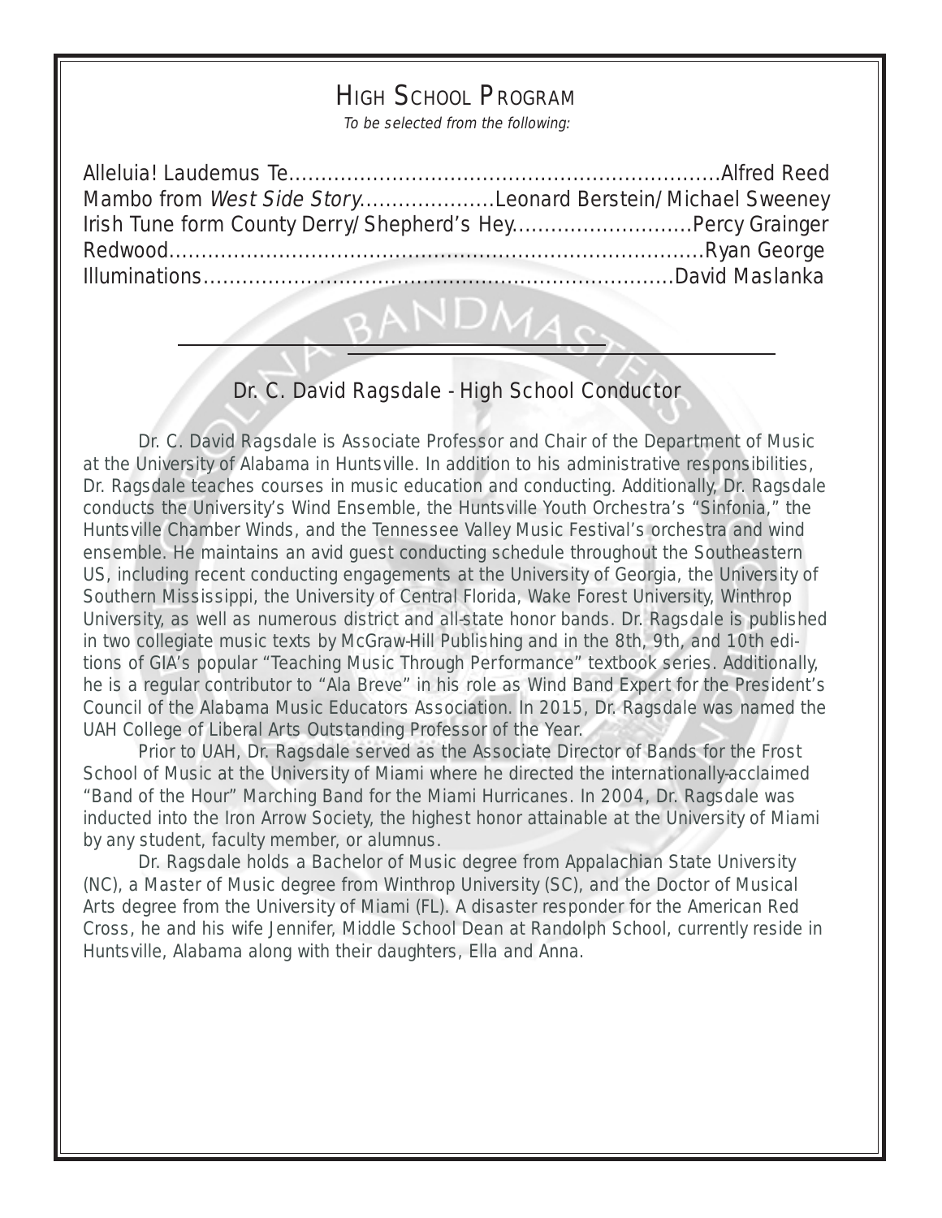# HIGH SCHOOL PROGRAM

*To be selected from the following:*

Alleluia! Laudemus Te..........Alfred Reed
Mambo from *West Side Story*..........Leonard Berstein/Michael Sweeney
Irish Tune form County Derry/Shepherd's Hey..........Percy Grainger
Redwood..........Ryan George
Illuminations..........David Maslanka

## Dr. C. David Ragsdale - High School Conductor

Dr. C. David Ragsdale is Associate Professor and Chair of the Department of Music at the University of Alabama in Huntsville. In addition to his administrative responsibilities, Dr. Ragsdale teaches courses in music education and conducting. Additionally, Dr. Ragsdale conducts the University's Wind Ensemble, the Huntsville Youth Orchestra's "Sinfonia," the Huntsville Chamber Winds, and the Tennessee Valley Music Festival's orchestra and wind ensemble. He maintains an avid guest conducting schedule throughout the Southeastern US, including recent conducting engagements at the University of Georgia, the University of Southern Mississippi, the University of Central Florida, Wake Forest University, Winthrop University, as well as numerous district and all-state honor bands. Dr. Ragsdale is published in two collegiate music texts by McGraw-Hill Publishing and in the 8th, 9th, and 10th editions of GIA's popular "Teaching Music Through Performance" textbook series. Additionally, he is a regular contributor to "Ala Breve" in his role as Wind Band Expert for the President's Council of the Alabama Music Educators Association. In 2015, Dr. Ragsdale was named the UAH College of Liberal Arts Outstanding Professor of the Year.

Prior to UAH, Dr. Ragsdale served as the Associate Director of Bands for the Frost School of Music at the University of Miami where he directed the internationally-acclaimed "Band of the Hour" Marching Band for the Miami Hurricanes. In 2004, Dr. Ragsdale was inducted into the Iron Arrow Society, the highest honor attainable at the University of Miami by any student, faculty member, or alumnus.

Dr. Ragsdale holds a Bachelor of Music degree from Appalachian State University (NC), a Master of Music degree from Winthrop University (SC), and the Doctor of Musical Arts degree from the University of Miami (FL). A disaster responder for the American Red Cross, he and his wife Jennifer, Middle School Dean at Randolph School, currently reside in Huntsville, Alabama along with their daughters, Ella and Anna.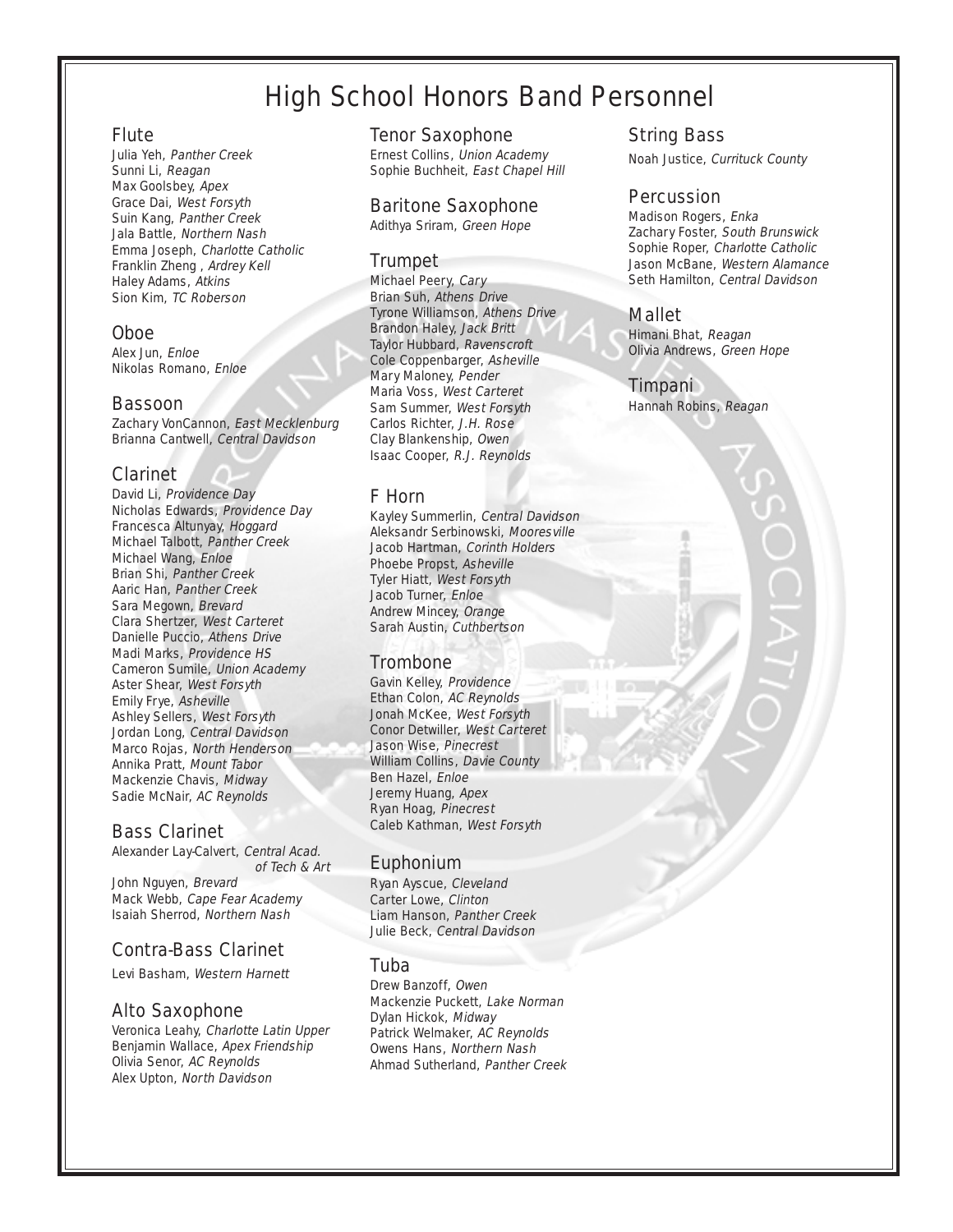# High School Honors Band Personnel

## Flute

Julia Yeh, *Panther Creek*
Sunni Li, *Reagan*
Max Goolsbey, *Apex*
Grace Dai, *West Forsyth*
Suin Kang, *Panther Creek*
Jala Battle, *Northern Nash*
Emma Joseph, *Charlotte Catholic*
Franklin Zheng , *Ardrey Kell*
Haley Adams, *Atkins*
Sion Kim, *TC Roberson*

## Oboe

Alex Jun, *Enloe*
Nikolas Romano, *Enloe*

## Bassoon

Zachary VonCannon, *East Mecklenburg*
Brianna Cantwell, *Central Davidson*

## Clarinet

David Li, *Providence Day*
Nicholas Edwards, *Providence Day*
Francesca Altunyay, *Hoggard*
Michael Talbott, *Panther Creek*
Michael Wang, *Enloe*
Brian Shi, *Panther Creek*
Aaric Han, *Panther Creek*
Sara Megown, *Brevard*
Clara Shertzer, *West Carteret*
Danielle Puccio, *Athens Drive*
Madi Marks, *Providence HS*
Cameron Sumile, *Union Academy*
Aster Shear, *West Forsyth*
Emily Frye, *Asheville*
Ashley Sellers, *West Forsyth*
Jordan Long, *Central Davidson*
Marco Rojas, *North Henderson*
Annika Pratt, *Mount Tabor*
Mackenzie Chavis, *Midway*
Sadie McNair, *AC Reynolds*

## Bass Clarinet

Alexander Lay-Calvert, *Central Acad. of Tech & Art*
John Nguyen, *Brevard*
Mack Webb, *Cape Fear Academy*
Isaiah Sherrod, *Northern Nash*

## Contra-Bass Clarinet

Levi Basham, *Western Harnett*

## Alto Saxophone

Veronica Leahy, *Charlotte Latin Upper*
Benjamin Wallace, *Apex Friendship*
Olivia Senor, *AC Reynolds*
Alex Upton, *North Davidson*

## Tenor Saxophone

Ernest Collins, *Union Academy*
Sophie Buchheit, *East Chapel Hill*

## Baritone Saxophone

Adithya Sriram, *Green Hope*

## Trumpet

Michael Peery, *Cary*
Brian Suh, *Athens Drive*
Tyrone Williamson, *Athens Drive*
Brandon Haley, *Jack Britt*
Taylor Hubbard, *Ravenscroft*
Cole Coppenbarger, *Asheville*
Mary Maloney, *Pender*
Maria Voss, *West Carteret*
Sam Summer, *West Forsyth*
Carlos Richter, *J.H. Rose*
Clay Blankenship, *Owen*
Isaac Cooper, *R.J. Reynolds*

## F Horn

Kayley Summerlin, *Central Davidson*
Aleksandr Serbinowski, *Mooresville*
Jacob Hartman, *Corinth Holders*
Phoebe Propst, *Asheville*
Tyler Hiatt, *West Forsyth*
Jacob Turner, *Enloe*
Andrew Mincey, *Orange*
Sarah Austin, *Cuthbertson*

## Trombone

Gavin Kelley, *Providence*
Ethan Colon, *AC Reynolds*
Jonah McKee, *West Forsyth*
Conor Detwiller, *West Carteret*
Jason Wise, *Pinecrest*
William Collins, *Davie County*
Ben Hazel, *Enloe*
Jeremy Huang, *Apex*
Ryan Hoag, *Pinecrest*
Caleb Kathman, *West Forsyth*

## Euphonium

Ryan Ayscue, *Cleveland*
Carter Lowe, *Clinton*
Liam Hanson, *Panther Creek*
Julie Beck, *Central Davidson*

## Tuba

Drew Banzoff, *Owen*
Mackenzie Puckett, *Lake Norman*
Dylan Hickok, *Midway*
Patrick Welmaker, *AC Reynolds*
Owens Hans, *Northern Nash*
Ahmad Sutherland, *Panther Creek*

## String Bass

Noah Justice, *Currituck County*

## Percussion

Madison Rogers, *Enka*
Zachary Foster, *South Brunswick*
Sophie Roper, *Charlotte Catholic*
Jason McBane, *Western Alamance*
Seth Hamilton, *Central Davidson*

## Mallet

Himani Bhat, *Reagan*
Olivia Andrews, *Green Hope*

## Timpani

Hannah Robins, *Reagan*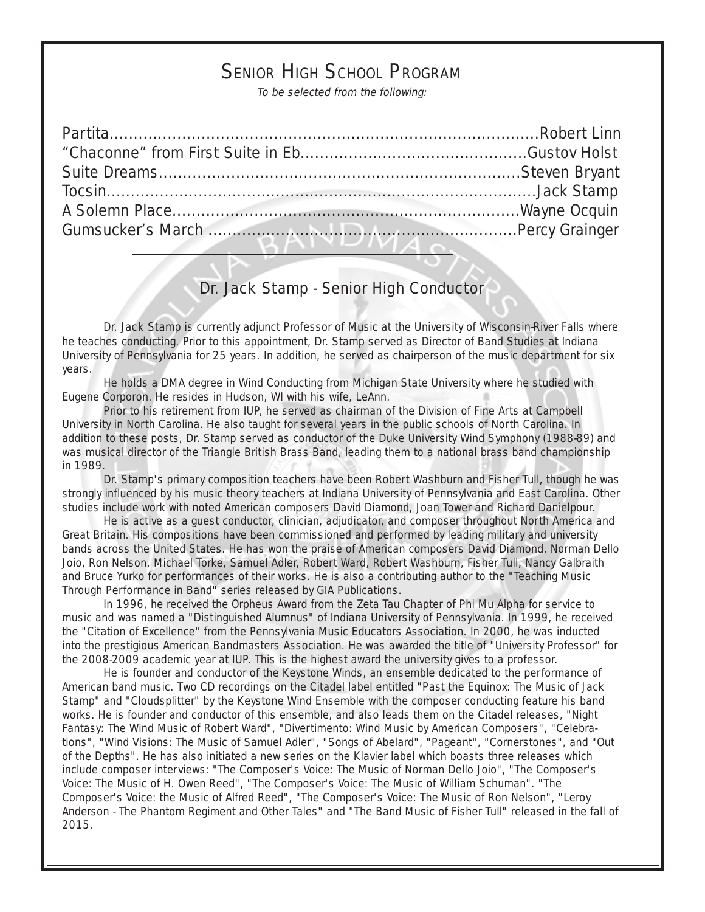# Senior High School Program

*To be selected from the following:*

Partita....................................................................................Robert Linn
"Chaconne" from First Suite in Eb..............................................Gustov Holst
Suite Dreams...........................................................................Steven Bryant
Tocsin.......................................................................................Jack Stamp
A Solemn Place.......................................................................Wayne Ocquin
Gumsucker's March ...............................................................Percy Grainger

---

## Dr. Jack Stamp - Senior High Conductor

Dr. Jack Stamp is currently adjunct Professor of Music at the University of Wisconsin-River Falls where he teaches conducting. Prior to this appointment, Dr. Stamp served as Director of Band Studies at Indiana University of Pennsylvania for 25 years. In addition, he served as chairperson of the music department for six years.

He holds a DMA degree in Wind Conducting from Michigan State University where he studied with Eugene Corporon. He resides in Hudson, WI with his wife, LeAnn.

Prior to his retirement from IUP, he served as chairman of the Division of Fine Arts at Campbell University in North Carolina. He also taught for several years in the public schools of North Carolina. In addition to these posts, Dr. Stamp served as conductor of the Duke University Wind Symphony (1988-89) and was musical director of the Triangle British Brass Band, leading them to a national brass band championship in 1989.

Dr. Stamp's primary composition teachers have been Robert Washburn and Fisher Tull, though he was strongly influenced by his music theory teachers at Indiana University of Pennsylvania and East Carolina. Other studies include work with noted American composers David Diamond, Joan Tower and Richard Danielpour.

He is active as a guest conductor, clinician, adjudicator, and composer throughout North America and Great Britain. His compositions have been commissioned and performed by leading military and university bands across the United States. He has won the praise of American composers David Diamond, Norman Dello Joio, Ron Nelson, Michael Torke, Samuel Adler, Robert Ward, Robert Washburn, Fisher Tull, Nancy Galbraith and Bruce Yurko for performances of their works. He is also a contributing author to the "Teaching Music Through Performance in Band" series released by GIA Publications.

In 1996, he received the Orpheus Award from the Zeta Tau Chapter of Phi Mu Alpha for service to music and was named a "Distinguished Alumnus" of Indiana University of Pennsylvania. In 1999, he received the "Citation of Excellence" from the Pennsylvania Music Educators Association. In 2000, he was inducted into the prestigious American Bandmasters Association. He was awarded the title of "University Professor" for the 2008-2009 academic year at IUP. This is the highest award the university gives to a professor.

He is founder and conductor of the Keystone Winds, an ensemble dedicated to the performance of American band music. Two CD recordings on the Citadel label entitled "Past the Equinox: The Music of Jack Stamp" and "Cloudsplitter" by the Keystone Wind Ensemble with the composer conducting feature his band works. He is founder and conductor of this ensemble, and also leads them on the Citadel releases, "Night Fantasy: The Wind Music of Robert Ward", "Divertimento: Wind Music by American Composers", "Celebrations", "Wind Visions: The Music of Samuel Adler", "Songs of Abelard", "Pageant", "Cornerstones", and "Out of the Depths". He has also initiated a new series on the Klavier label which boasts three releases which include composer interviews: "The Composer's Voice: The Music of Norman Dello Joio", "The Composer's Voice: The Music of H. Owen Reed", "The Composer's Voice: The Music of William Schuman". "The Composer's Voice: the Music of Alfred Reed", "The Composer's Voice: The Music of Ron Nelson", "Leroy Anderson - The Phantom Regiment and Other Tales" and "The Band Music of Fisher Tull" released in the fall of 2015.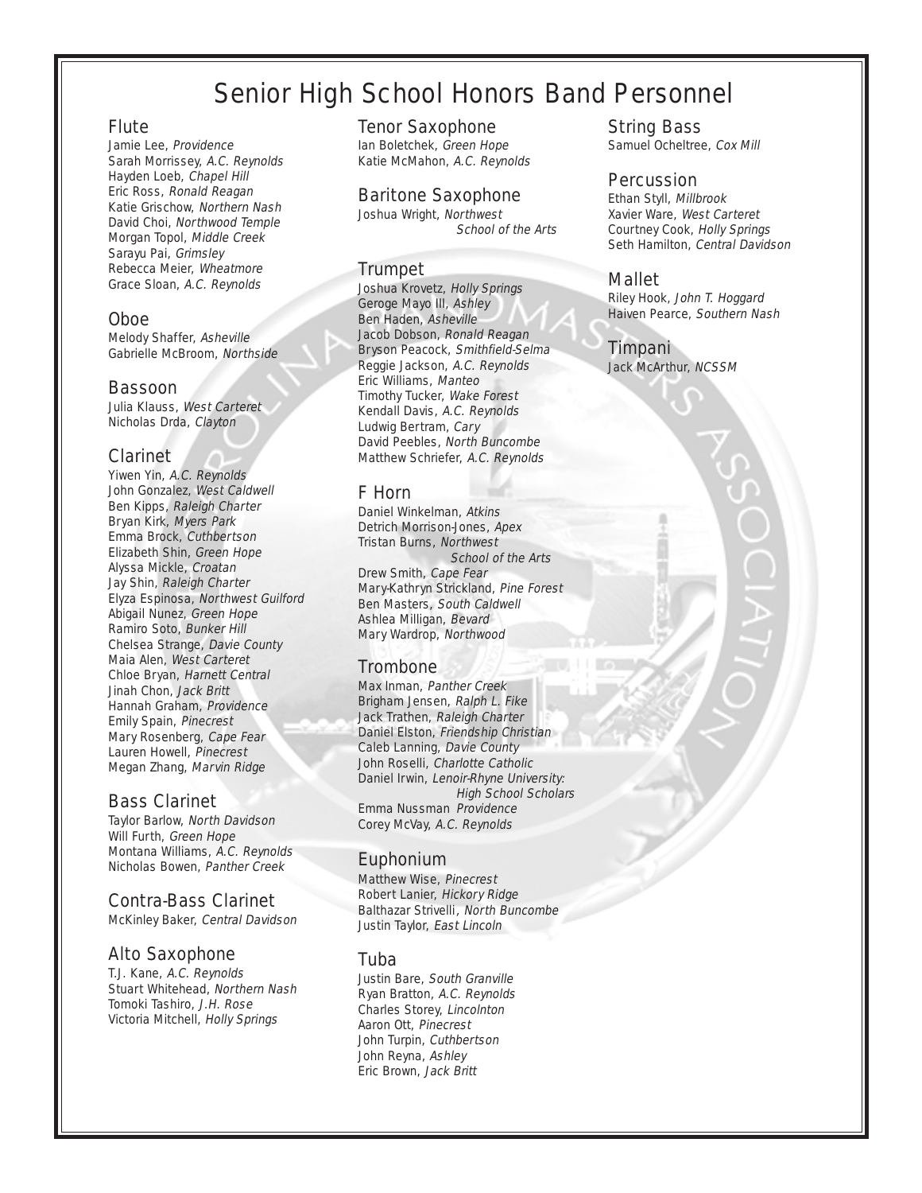# Senior High School Honors Band Personnel

## Flute

Jamie Lee, *Providence*
Sarah Morrissey, *A.C. Reynolds*
Hayden Loeb, *Chapel Hill*
Eric Ross, *Ronald Reagan*
Katie Grischow, *Northern Nash*
David Choi, *Northwood Temple*
Morgan Topol, *Middle Creek*
Sarayu Pai, *Grimsley*
Rebecca Meier, *Wheatmore*
Grace Sloan, *A.C. Reynolds*

## Oboe

Melody Shaffer, *Asheville*
Gabrielle McBroom, *Northside*

## Bassoon

Julia Klauss, *West Carteret*
Nicholas Drda, *Clayton*

## Clarinet

Yiwen Yin, *A.C. Reynolds*
John Gonzalez, *West Caldwell*
Ben Kipps, *Raleigh Charter*
Bryan Kirk, *Myers Park*
Emma Brock, *Cuthbertson*
Elizabeth Shin, *Green Hope*
Alyssa Mickle, *Croatan*
Jay Shin, *Raleigh Charter*
Elyza Espinosa, *Northwest Guilford*
Abigail Nunez, *Green Hope*
Ramiro Soto, *Bunker Hill*
Chelsea Strange, *Davie County*
Maia Alen, *West Carteret*
Chloe Bryan, *Harnett Central*
Jinah Chon, *Jack Britt*
Hannah Graham, *Providence*
Emily Spain, *Pinecrest*
Mary Rosenberg, *Cape Fear*
Lauren Howell, *Pinecrest*
Megan Zhang, *Marvin Ridge*

## Bass Clarinet

Taylor Barlow, *North Davidson*
Will Furth, *Green Hope*
Montana Williams, *A.C. Reynolds*
Nicholas Bowen, *Panther Creek*

## Contra-Bass Clarinet

McKinley Baker, *Central Davidson*

## Alto Saxophone

T.J. Kane, *A.C. Reynolds*
Stuart Whitehead, *Northern Nash*
Tomoki Tashiro, *J.H. Rose*
Victoria Mitchell, *Holly Springs*

## Tenor Saxophone

Ian Boletchek, *Green Hope*
Katie McMahon, *A.C. Reynolds*

## Baritone Saxophone

Joshua Wright, *Northwest School of the Arts*

## Trumpet

Joshua Krovetz, *Holly Springs*
Geroge Mayo III, *Ashley*
Ben Haden, *Asheville*
Jacob Dobson, *Ronald Reagan*
Bryson Peacock, *Smithfield-Selma*
Reggie Jackson, *A.C. Reynolds*
Eric Williams, *Manteo*
Timothy Tucker, *Wake Forest*
Kendall Davis, *A.C. Reynolds*
Ludwig Bertram, *Cary*
David Peebles, *North Buncombe*
Matthew Schriefer, *A.C. Reynolds*

## F Horn

Daniel Winkelman, *Atkins*
Detrich Morrison-Jones, *Apex*
Tristan Burns, *Northwest School of the Arts*
Drew Smith, *Cape Fear*
Mary-Kathryn Strickland, *Pine Forest*
Ben Masters, *South Caldwell*
Ashlea Milligan, *Bevard*
Mary Wardrop, *Northwood*

## Trombone

Max Inman, *Panther Creek*
Brigham Jensen, *Ralph L. Fike*
Jack Trathen, *Raleigh Charter*
Daniel Elston, *Friendship Christian*
Caleb Lanning, *Davie County*
John Roselli, *Charlotte Catholic*
Daniel Irwin, *Lenoir-Rhyne University: High School Scholars*
Emma Nussman *Providence*
Corey McVay, *A.C. Reynolds*

## Euphonium

Matthew Wise, *Pinecrest*
Robert Lanier, *Hickory Ridge*
Balthazar Strivelli, *North Buncombe*
Justin Taylor, *East Lincoln*

## Tuba

Justin Bare, *South Granville*
Ryan Bratton, *A.C. Reynolds*
Charles Storey, *Lincolnton*
Aaron Ott, *Pinecrest*
John Turpin, *Cuthbertson*
John Reyna, *Ashley*
Eric Brown, *Jack Britt*

## String Bass

Samuel Ocheltree, *Cox Mill*

## Percussion

Ethan Styll, *Millbrook*
Xavier Ware, *West Carteret*
Courtney Cook, *Holly Springs*
Seth Hamilton, *Central Davidson*

## Mallet

Riley Hook, *John T. Hoggard*
Haiven Pearce, *Southern Nash*

## Timpani

Jack McArthur, *NCSSM*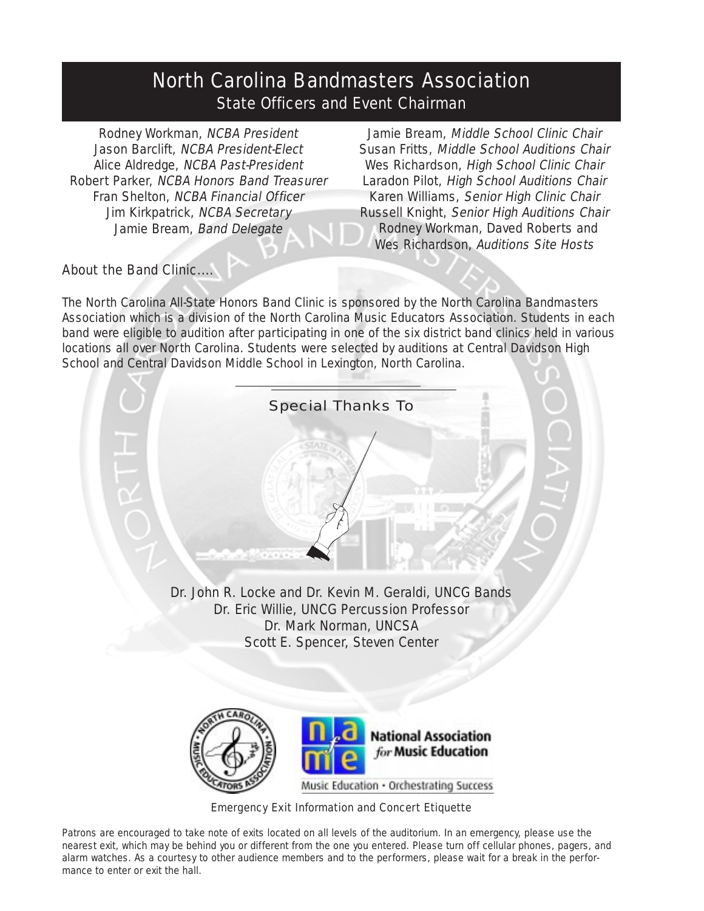# North Carolina Bandmasters Association

## State Officers and Event Chairman

Rodney Workman, *NCBA President*
Jason Barclift, *NCBA President-Elect*
Alice Aldredge, *NCBA Past-President*
Robert Parker, *NCBA Honors Band Treasurer*
Fran Shelton, *NCBA Financial Officer*
Jim Kirkpatrick, *NCBA Secretary*
Jamie Bream, *Band Delegate*

Jamie Bream, *Middle School Clinic Chair*
Susan Fritts, *Middle School Auditions Chair*
Wes Richardson, *High School Clinic Chair*
Laradon Pilot, *High School Auditions Chair*
Karen Williams, *Senior High Clinic Chair*
Russell Knight, *Senior High Auditions Chair*
Rodney Workman, Daved Roberts and
Wes Richardson, *Auditions Site Hosts*

About the Band Clinic....

The North Carolina All-State Honors Band Clinic is sponsored by the North Carolina Bandmasters Association which is a division of the North Carolina Music Educators Association. Students in each band were eligible to audition after participating in one of the six district band clinics held in various locations all over North Carolina. Students were selected by auditions at Central Davidson High School and Central Davidson Middle School in Lexington, North Carolina.

## Special Thanks To

Dr. John R. Locke and Dr. Kevin M. Geraldi, UNCG Bands
Dr. Eric Willie, UNCG Percussion Professor
Dr. Mark Norman, UNCSA
Scott E. Spencer, Steven Center

National Association for Music Education
Music Education • Orchestrating Success

Emergency Exit Information and Concert Etiquette

Patrons are encouraged to take note of exits located on all levels of the auditorium. In an emergency, please use the nearest exit, which may be behind you or different from the one you entered. Please turn off cellular phones, pagers, and alarm watches. As a courtesy to other audience members and to the performers, please wait for a break in the performance to enter or exit the hall.